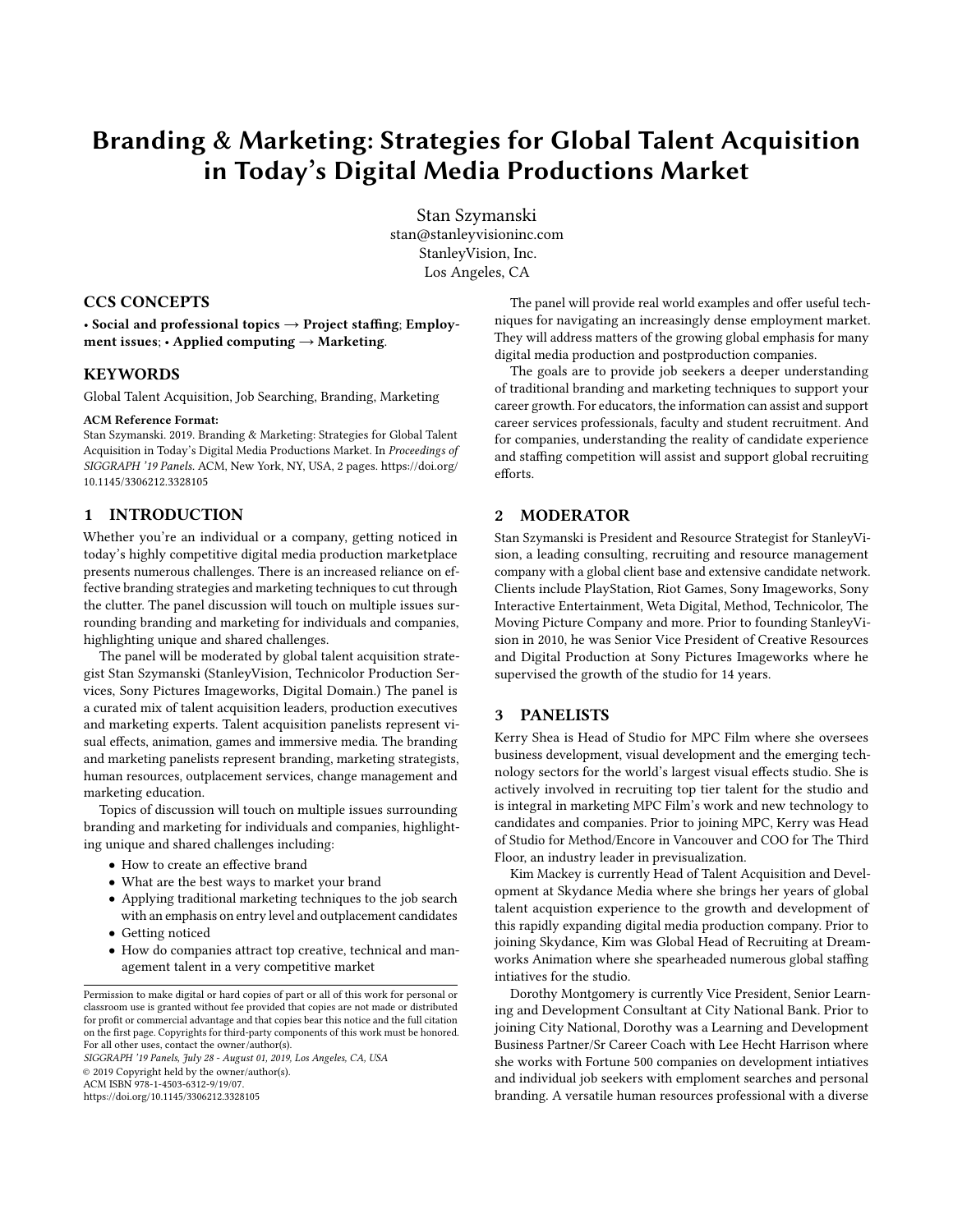# Branding & Marketing: Strategies for Global Talent Acquisition in Today's Digital Media Productions Market

Stan Szymanski
stan@stanleyvisioninc.com
StanleyVision, Inc.
Los Angeles, CA

## CCS CONCEPTS

• **Social and professional topics → Project staffing**; **Employment issues**; • **Applied computing → Marketing**.

## KEYWORDS

Global Talent Acquisition, Job Searching, Branding, Marketing

**ACM Reference Format:**
Stan Szymanski. 2019. Branding & Marketing: Strategies for Global Talent Acquisition in Today's Digital Media Productions Market. In *Proceedings of SIGGRAPH '19 Panels*. ACM, New York, NY, USA, 2 pages. https://doi.org/10.1145/3306212.3328105

## 1 INTRODUCTION

Whether you're an individual or a company, getting noticed in today's highly competitive digital media production marketplace presents numerous challenges. There is an increased reliance on effective branding strategies and marketing techniques to cut through the clutter. The panel discussion will touch on multiple issues surrounding branding and marketing for individuals and companies, highlighting unique and shared challenges.

The panel will be moderated by global talent acquisition strategist Stan Szymanski (StanleyVision, Technicolor Production Services, Sony Pictures Imageworks, Digital Domain.) The panel is a curated mix of talent acquisition leaders, production executives and marketing experts. Talent acquisition panelists represent visual effects, animation, games and immersive media. The branding and marketing panelists represent branding, marketing strategists, human resources, outplacement services, change management and marketing education.

Topics of discussion will touch on multiple issues surrounding branding and marketing for individuals and companies, highlighting unique and shared challenges including:

- How to create an effective brand
- What are the best ways to market your brand
- Applying traditional marketing techniques to the job search with an emphasis on entry level and outplacement candidates
- Getting noticed
- How do companies attract top creative, technical and management talent in a very competitive market

Permission to make digital or hard copies of part or all of this work for personal or classroom use is granted without fee provided that copies are not made or distributed for profit or commercial advantage and that copies bear this notice and the full citation on the first page. Copyrights for third-party components of this work must be honored. For all other uses, contact the owner/author(s).
*SIGGRAPH '19 Panels, July 28 - August 01, 2019, Los Angeles, CA, USA*
© 2019 Copyright held by the owner/author(s).
ACM ISBN 978-1-4503-6312-9/19/07.
https://doi.org/10.1145/3306212.3328105

The panel will provide real world examples and offer useful techniques for navigating an increasingly dense employment market. They will address matters of the growing global emphasis for many digital media production and postproduction companies.

The goals are to provide job seekers a deeper understanding of traditional branding and marketing techniques to support your career growth. For educators, the information can assist and support career services professionals, faculty and student recruitment. And for companies, understanding the reality of candidate experience and staffing competition will assist and support global recruiting efforts.

## 2 MODERATOR

Stan Szymanski is President and Resource Strategist for StanleyVision, a leading consulting, recruiting and resource management company with a global client base and extensive candidate network. Clients include PlayStation, Riot Games, Sony Imageworks, Sony Interactive Entertainment, Weta Digital, Method, Technicolor, The Moving Picture Company and more. Prior to founding StanleyVision in 2010, he was Senior Vice President of Creative Resources and Digital Production at Sony Pictures Imageworks where he supervised the growth of the studio for 14 years.

## 3 PANELISTS

Kerry Shea is Head of Studio for MPC Film where she oversees business development, visual development and the emerging technology sectors for the world's largest visual effects studio. She is actively involved in recruiting top tier talent for the studio and is integral in marketing MPC Film's work and new technology to candidates and companies. Prior to joining MPC, Kerry was Head of Studio for Method/Encore in Vancouver and COO for The Third Floor, an industry leader in previsualization.

Kim Mackey is currently Head of Talent Acquisition and Development at Skydance Media where she brings her years of global talent acquistion experience to the growth and development of this rapidly expanding digital media production company. Prior to joining Skydance, Kim was Global Head of Recruiting at Dreamworks Animation where she spearheaded numerous global staffing intiatives for the studio.

Dorothy Montgomery is currently Vice President, Senior Learning and Development Consultant at City National Bank. Prior to joining City National, Dorothy was a Learning and Development Business Partner/Sr Career Coach with Lee Hecht Harrison where she works with Fortune 500 companies on development intiatives and individual job seekers with emploment searches and personal branding. A versatile human resources professional with a diverse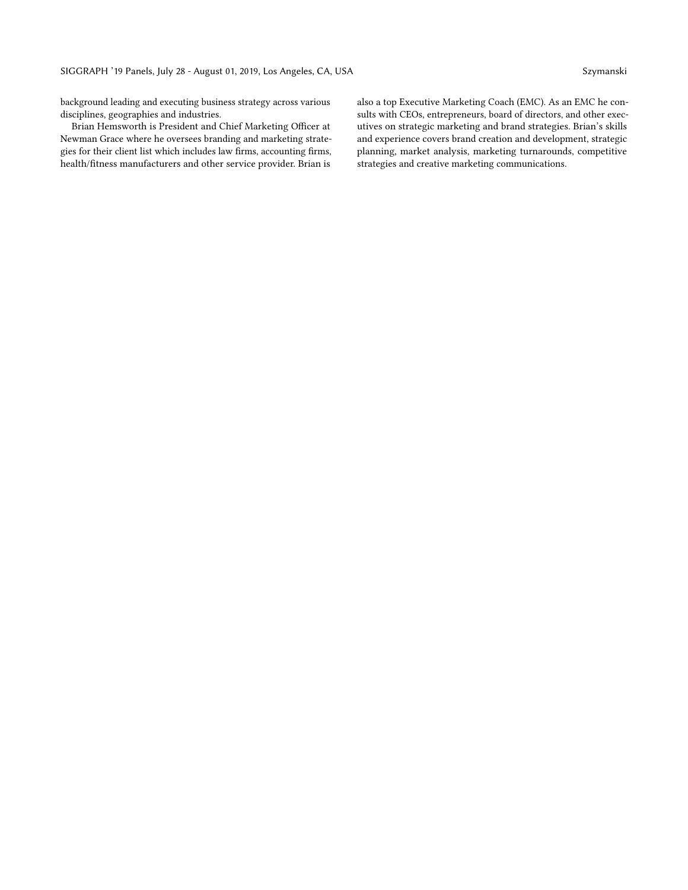background leading and executing business strategy across various disciplines, geographies and industries.

Brian Hemsworth is President and Chief Marketing Officer at Newman Grace where he oversees branding and marketing strategies for their client list which includes law firms, accounting firms, health/fitness manufacturers and other service provider. Brian is also a top Executive Marketing Coach (EMC). As an EMC he consults with CEOs, entrepreneurs, board of directors, and other executives on strategic marketing and brand strategies. Brian's skills and experience covers brand creation and development, strategic planning, market analysis, marketing turnarounds, competitive strategies and creative marketing communications.